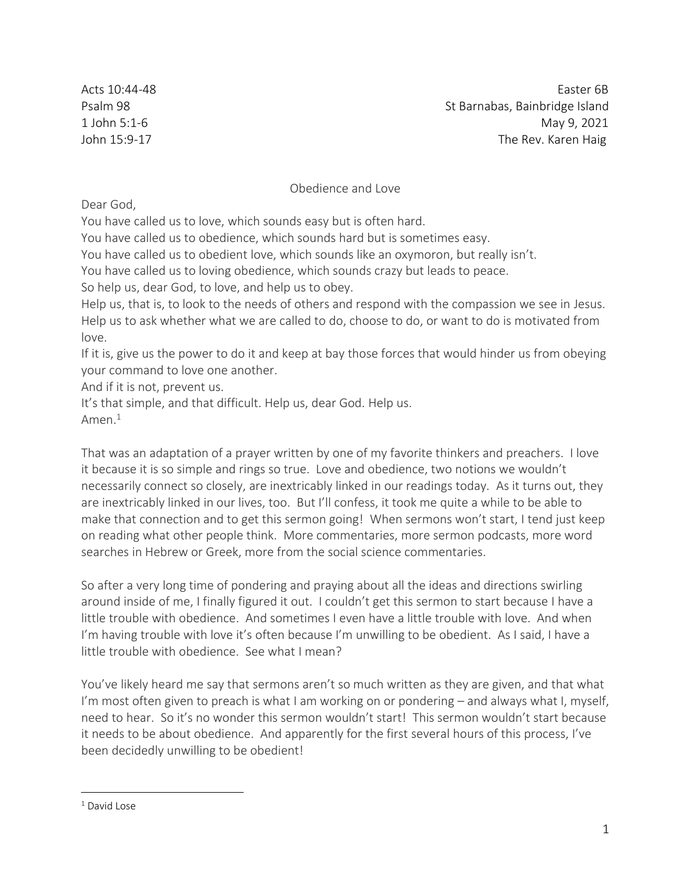| | |
|---|---|
| Acts 10:44-48 | Easter 6B |
| Psalm 98 | St Barnabas, Bainbridge Island |
| 1 John 5:1-6 | May 9, 2021 |
| John 15:9-17 | The Rev. Karen Haig |

## Obedience and Love

Dear God,
You have called us to love, which sounds easy but is often hard.
You have called us to obedience, which sounds hard but is sometimes easy.
You have called us to obedient love, which sounds like an oxymoron, but really isn't.
You have called us to loving obedience, which sounds crazy but leads to peace.
So help us, dear God, to love, and help us to obey.
Help us, that is, to look to the needs of others and respond with the compassion we see in Jesus.
Help us to ask whether what we are called to do, choose to do, or want to do is motivated from love.
If it is, give us the power to do it and keep at bay those forces that would hinder us from obeying your command to love one another.
And if it is not, prevent us.
It's that simple, and that difficult. Help us, dear God. Help us.
Amen.[1]

That was an adaptation of a prayer written by one of my favorite thinkers and preachers. I love it because it is so simple and rings so true. Love and obedience, two notions we wouldn't necessarily connect so closely, are inextricably linked in our readings today. As it turns out, they are inextricably linked in our lives, too. But I'll confess, it took me quite a while to be able to make that connection and to get this sermon going! When sermons won't start, I tend just keep on reading what other people think. More commentaries, more sermon podcasts, more word searches in Hebrew or Greek, more from the social science commentaries.

So after a very long time of pondering and praying about all the ideas and directions swirling around inside of me, I finally figured it out. I couldn't get this sermon to start because I have a little trouble with obedience. And sometimes I even have a little trouble with love. And when I'm having trouble with love it's often because I'm unwilling to be obedient. As I said, I have a little trouble with obedience. See what I mean?

You've likely heard me say that sermons aren't so much written as they are given, and that what I'm most often given to preach is what I am working on or pondering – and always what I, myself, need to hear. So it's no wonder this sermon wouldn't start! This sermon wouldn't start because it needs to be about obedience. And apparently for the first several hours of this process, I've been decidedly unwilling to be obedient!

---

[1] David Lose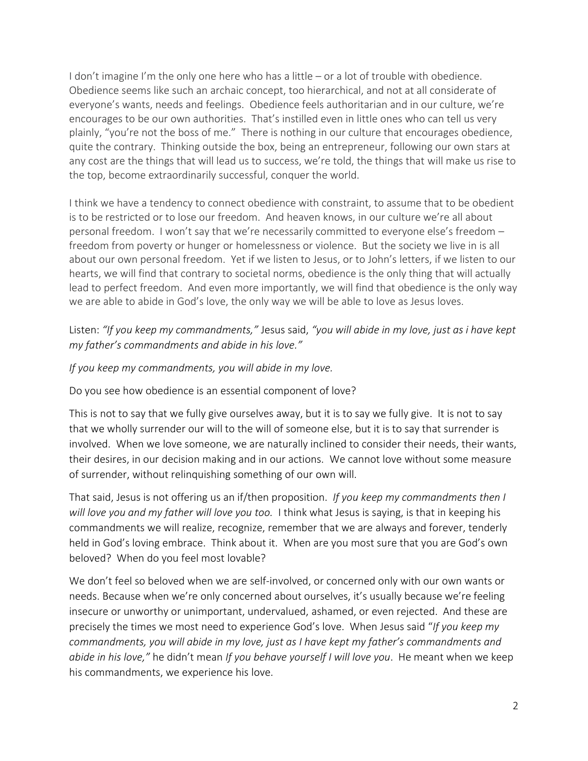I don't imagine I'm the only one here who has a little – or a lot of trouble with obedience. Obedience seems like such an archaic concept, too hierarchical, and not at all considerate of everyone's wants, needs and feelings. Obedience feels authoritarian and in our culture, we're encourages to be our own authorities. That's instilled even in little ones who can tell us very plainly, "you're not the boss of me." There is nothing in our culture that encourages obedience, quite the contrary. Thinking outside the box, being an entrepreneur, following our own stars at any cost are the things that will lead us to success, we're told, the things that will make us rise to the top, become extraordinarily successful, conquer the world.

I think we have a tendency to connect obedience with constraint, to assume that to be obedient is to be restricted or to lose our freedom. And heaven knows, in our culture we're all about personal freedom. I won't say that we're necessarily committed to everyone else's freedom – freedom from poverty or hunger or homelessness or violence. But the society we live in is all about our own personal freedom. Yet if we listen to Jesus, or to John's letters, if we listen to our hearts, we will find that contrary to societal norms, obedience is the only thing that will actually lead to perfect freedom. And even more importantly, we will find that obedience is the only way we are able to abide in God's love, the only way we will be able to love as Jesus loves.

Listen: *"If you keep my commandments,"* Jesus said, *"you will abide in my love, just as i have kept my father's commandments and abide in his love."*

*If you keep my commandments, you will abide in my love.*

Do you see how obedience is an essential component of love?

This is not to say that we fully give ourselves away, but it is to say we fully give. It is not to say that we wholly surrender our will to the will of someone else, but it is to say that surrender is involved. When we love someone, we are naturally inclined to consider their needs, their wants, their desires, in our decision making and in our actions. We cannot love without some measure of surrender, without relinquishing something of our own will.

That said, Jesus is not offering us an if/then proposition. *If you keep my commandments then I will love you and my father will love you too.* I think what Jesus is saying, is that in keeping his commandments we will realize, recognize, remember that we are always and forever, tenderly held in God's loving embrace. Think about it. When are you most sure that you are God's own beloved? When do you feel most lovable?

We don't feel so beloved when we are self-involved, or concerned only with our own wants or needs. Because when we're only concerned about ourselves, it's usually because we're feeling insecure or unworthy or unimportant, undervalued, ashamed, or even rejected. And these are precisely the times we most need to experience God's love. When Jesus said "*If you keep my commandments, you will abide in my love, just as I have kept my father's commandments and abide in his love,"* he didn't mean *If you behave yourself I will love you*. He meant when we keep his commandments, we experience his love.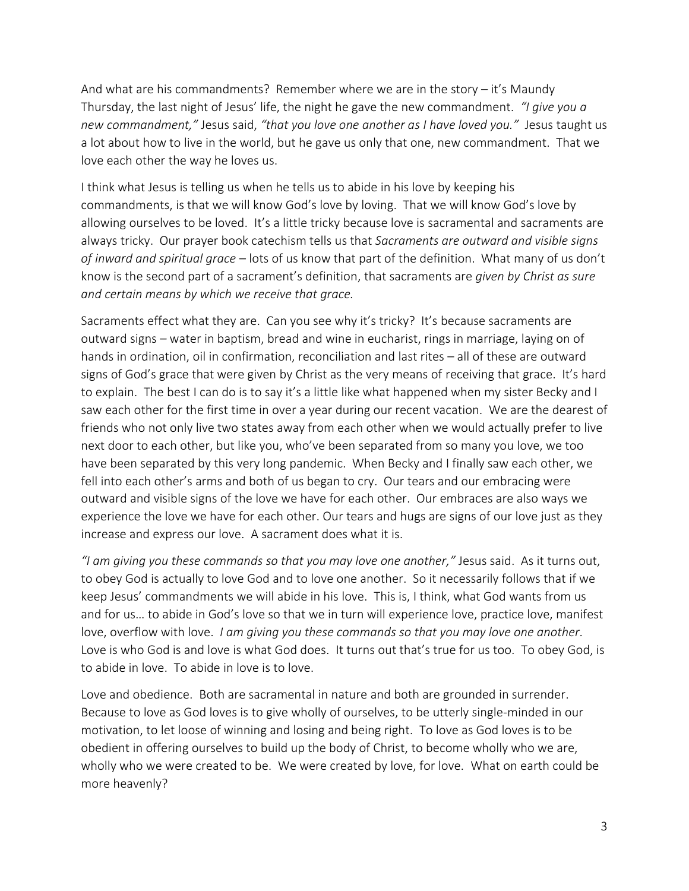And what are his commandments? Remember where we are in the story – it's Maundy Thursday, the last night of Jesus' life, the night he gave the new commandment. *"I give you a new commandment,"* Jesus said, *"that you love one another as I have loved you."* Jesus taught us a lot about how to live in the world, but he gave us only that one, new commandment. That we love each other the way he loves us.

I think what Jesus is telling us when he tells us to abide in his love by keeping his commandments, is that we will know God's love by loving. That we will know God's love by allowing ourselves to be loved. It's a little tricky because love is sacramental and sacraments are always tricky. Our prayer book catechism tells us that *Sacraments are outward and visible signs of inward and spiritual grace* – lots of us know that part of the definition. What many of us don't know is the second part of a sacrament's definition, that sacraments are *given by Christ as sure and certain means by which we receive that grace.*

Sacraments effect what they are. Can you see why it's tricky? It's because sacraments are outward signs – water in baptism, bread and wine in eucharist, rings in marriage, laying on of hands in ordination, oil in confirmation, reconciliation and last rites – all of these are outward signs of God's grace that were given by Christ as the very means of receiving that grace. It's hard to explain. The best I can do is to say it's a little like what happened when my sister Becky and I saw each other for the first time in over a year during our recent vacation. We are the dearest of friends who not only live two states away from each other when we would actually prefer to live next door to each other, but like you, who've been separated from so many you love, we too have been separated by this very long pandemic. When Becky and I finally saw each other, we fell into each other's arms and both of us began to cry. Our tears and our embracing were outward and visible signs of the love we have for each other. Our embraces are also ways we experience the love we have for each other. Our tears and hugs are signs of our love just as they increase and express our love. A sacrament does what it is.

*"I am giving you these commands so that you may love one another,"* Jesus said. As it turns out, to obey God is actually to love God and to love one another. So it necessarily follows that if we keep Jesus' commandments we will abide in his love. This is, I think, what God wants from us and for us… to abide in God's love so that we in turn will experience love, practice love, manifest love, overflow with love. *I am giving you these commands so that you may love one another*. Love is who God is and love is what God does. It turns out that's true for us too. To obey God, is to abide in love. To abide in love is to love.

Love and obedience. Both are sacramental in nature and both are grounded in surrender. Because to love as God loves is to give wholly of ourselves, to be utterly single-minded in our motivation, to let loose of winning and losing and being right. To love as God loves is to be obedient in offering ourselves to build up the body of Christ, to become wholly who we are, wholly who we were created to be. We were created by love, for love. What on earth could be more heavenly?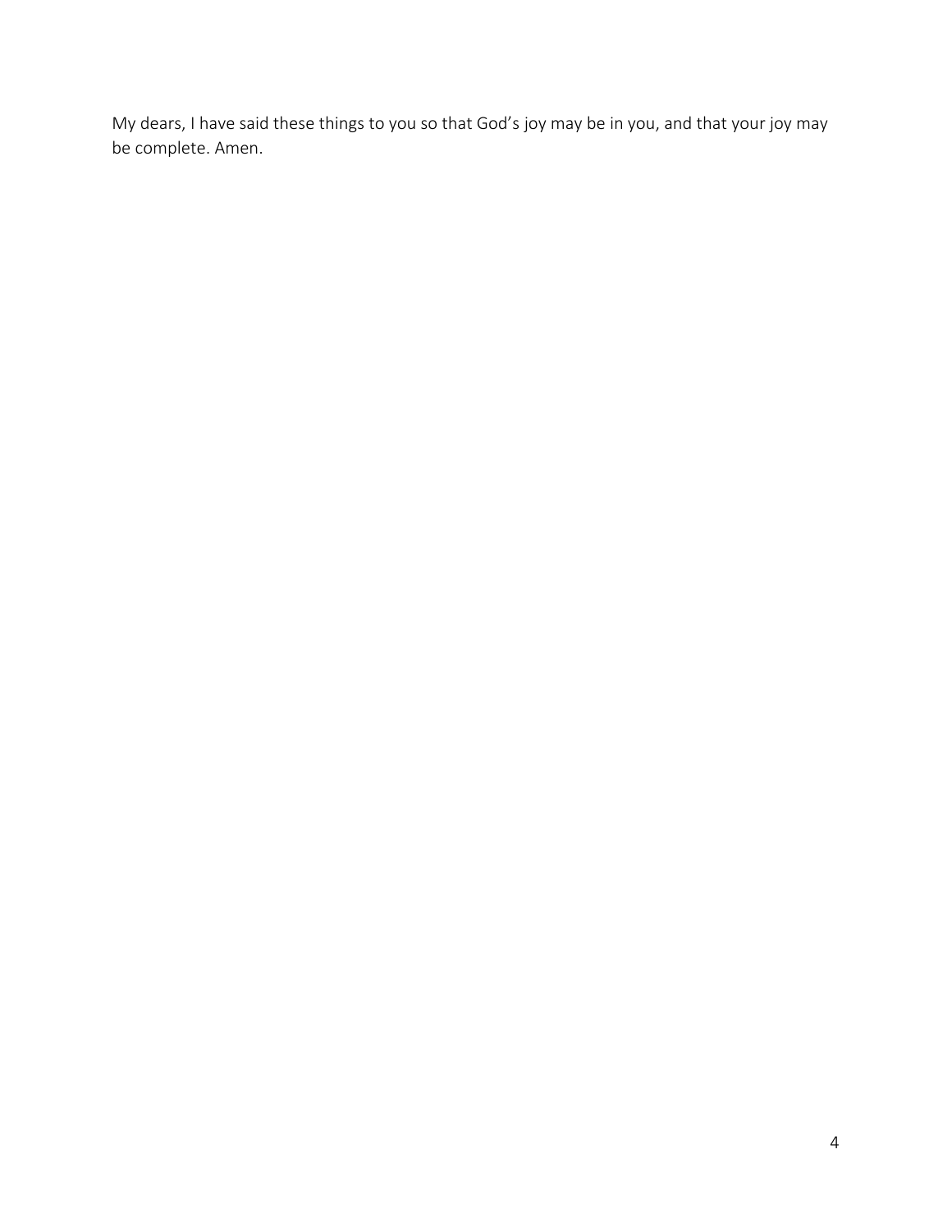My dears, I have said these things to you so that God's joy may be in you, and that your joy may be complete. Amen.